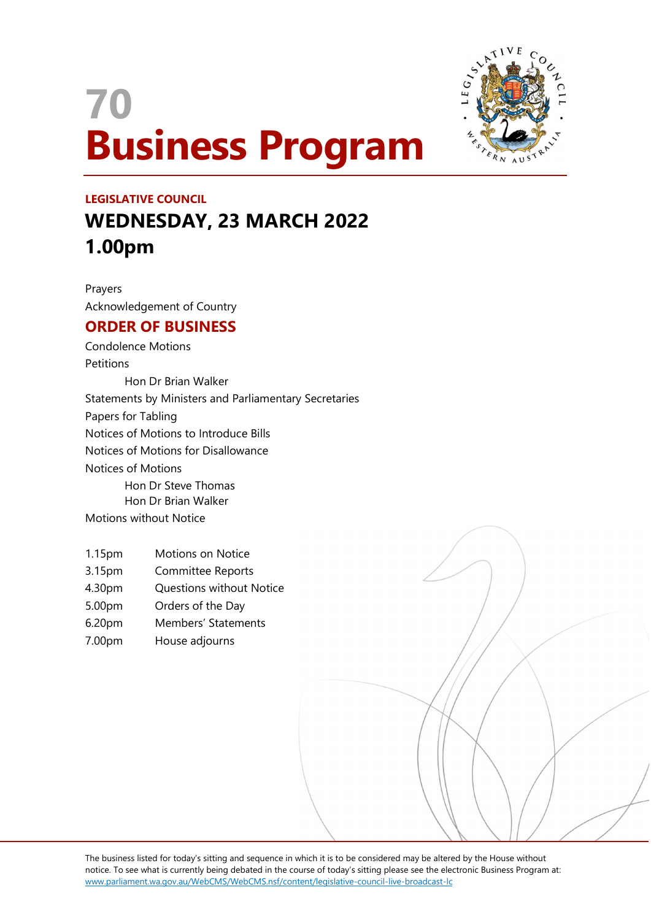# 70 Business Program

**LEGISLATIVE COUNCIL**

## WEDNESDAY, 23 MARCH 2022
## 1.00pm

Prayers

Acknowledgement of Country

## ORDER OF BUSINESS

Condolence Motions

Petitions

  Hon Dr Brian Walker

Statements by Ministers and Parliamentary Secretaries

Papers for Tabling

Notices of Motions to Introduce Bills

Notices of Motions for Disallowance

Notices of Motions

  Hon Dr Steve Thomas

  Hon Dr Brian Walker

Motions without Notice

| | |
|---|---|
| 1.15pm | Motions on Notice |
| 3.15pm | Committee Reports |
| 4.30pm | Questions without Notice |
| 5.00pm | Orders of the Day |
| 6.20pm | Members' Statements |
| 7.00pm | House adjourns |

The business listed for today's sitting and sequence in which it is to be considered may be altered by the House without notice. To see what is currently being debated in the course of today's sitting please see the electronic Business Program at: www.parliament.wa.gov.au/WebCMS/WebCMS.nsf/content/legislative-council-live-broadcast-lc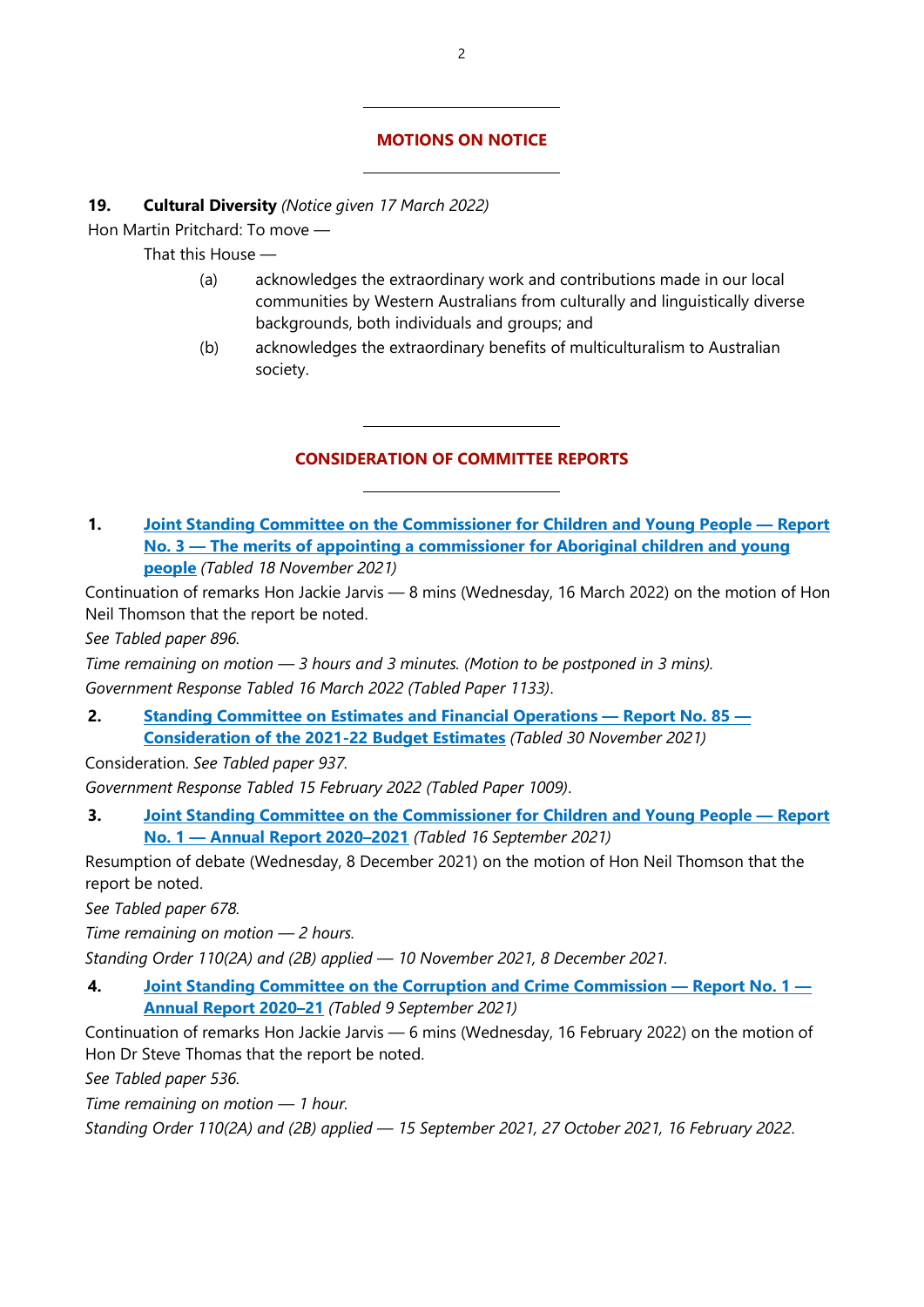## MOTIONS ON NOTICE

**19. Cultural Diversity** *(Notice given 17 March 2022)*

Hon Martin Pritchard: To move —

That this House —

(a) acknowledges the extraordinary work and contributions made in our local communities by Western Australians from culturally and linguistically diverse backgrounds, both individuals and groups; and

(b) acknowledges the extraordinary benefits of multiculturalism to Australian society.

## CONSIDERATION OF COMMITTEE REPORTS

**1. Joint Standing Committee on the Commissioner for Children and Young People — Report No. 3 — The merits of appointing a commissioner for Aboriginal children and young people** *(Tabled 18 November 2021)*

Continuation of remarks Hon Jackie Jarvis — 8 mins (Wednesday, 16 March 2022) on the motion of Hon Neil Thomson that the report be noted.

*See Tabled paper 896.*

*Time remaining on motion — 3 hours and 3 minutes. (Motion to be postponed in 3 mins).*

*Government Response Tabled 16 March 2022 (Tabled Paper 1133).*

**2. Standing Committee on Estimates and Financial Operations — Report No. 85 — Consideration of the 2021-22 Budget Estimates** *(Tabled 30 November 2021)*

Consideration. *See Tabled paper 937.*

*Government Response Tabled 15 February 2022 (Tabled Paper 1009).*

**3. Joint Standing Committee on the Commissioner for Children and Young People — Report No. 1 — Annual Report 2020–2021** *(Tabled 16 September 2021)*

Resumption of debate (Wednesday, 8 December 2021) on the motion of Hon Neil Thomson that the report be noted.

*See Tabled paper 678.*

*Time remaining on motion — 2 hours.*

*Standing Order 110(2A) and (2B) applied — 10 November 2021, 8 December 2021.*

**4. Joint Standing Committee on the Corruption and Crime Commission — Report No. 1 — Annual Report 2020–21** *(Tabled 9 September 2021)*

Continuation of remarks Hon Jackie Jarvis — 6 mins (Wednesday, 16 February 2022) on the motion of Hon Dr Steve Thomas that the report be noted.

*See Tabled paper 536.*

*Time remaining on motion — 1 hour.*

*Standing Order 110(2A) and (2B) applied — 15 September 2021, 27 October 2021, 16 February 2022.*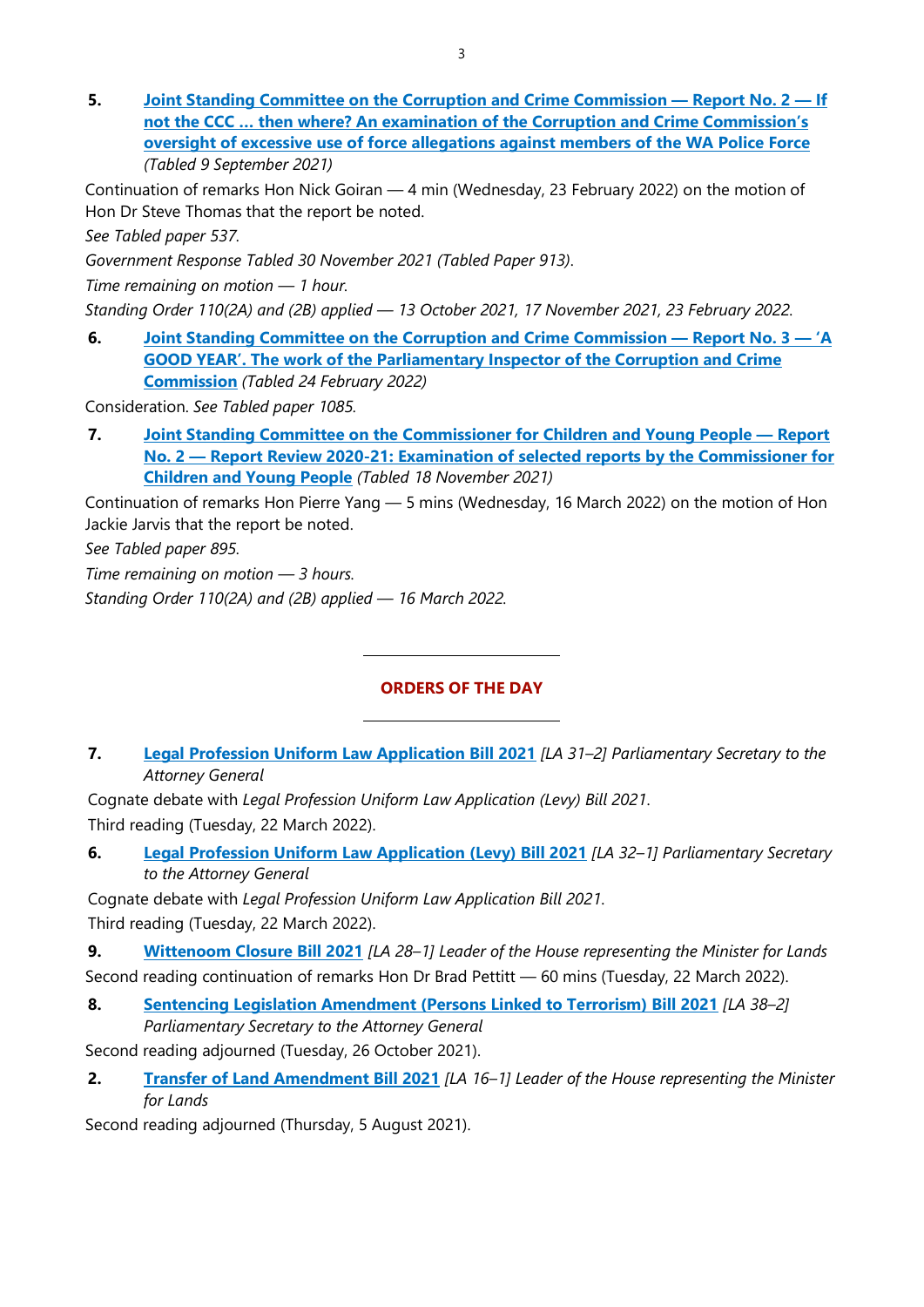**5.** **Joint Standing Committee on the Corruption and Crime Commission — Report No. 2 — If not the CCC … then where? An examination of the Corruption and Crime Commission's oversight of excessive use of force allegations against members of the WA Police Force** *(Tabled 9 September 2021)*

Continuation of remarks Hon Nick Goiran — 4 min (Wednesday, 23 February 2022) on the motion of Hon Dr Steve Thomas that the report be noted.

*See Tabled paper 537.*

*Government Response Tabled 30 November 2021 (Tabled Paper 913).*

*Time remaining on motion — 1 hour.*

*Standing Order 110(2A) and (2B) applied — 13 October 2021, 17 November 2021, 23 February 2022.*

**6.** **Joint Standing Committee on the Corruption and Crime Commission — Report No. 3 — 'A GOOD YEAR'. The work of the Parliamentary Inspector of the Corruption and Crime Commission** *(Tabled 24 February 2022)*

Consideration. *See Tabled paper 1085.*

**7.** **Joint Standing Committee on the Commissioner for Children and Young People — Report No. 2 — Report Review 2020-21: Examination of selected reports by the Commissioner for Children and Young People** *(Tabled 18 November 2021)*

Continuation of remarks Hon Pierre Yang — 5 mins (Wednesday, 16 March 2022) on the motion of Hon Jackie Jarvis that the report be noted.

*See Tabled paper 895.*

*Time remaining on motion — 3 hours.*

*Standing Order 110(2A) and (2B) applied — 16 March 2022.*

---

## ORDERS OF THE DAY

---

**7.** **Legal Profession Uniform Law Application Bill 2021** *[LA 31–2] Parliamentary Secretary to the Attorney General*

Cognate debate with *Legal Profession Uniform Law Application (Levy) Bill 2021*.

Third reading (Tuesday, 22 March 2022).

**6.** **Legal Profession Uniform Law Application (Levy) Bill 2021** *[LA 32–1] Parliamentary Secretary to the Attorney General*

Cognate debate with *Legal Profession Uniform Law Application Bill 2021*.

Third reading (Tuesday, 22 March 2022).

**9.** **Wittenoom Closure Bill 2021** *[LA 28–1] Leader of the House representing the Minister for Lands*

Second reading continuation of remarks Hon Dr Brad Pettitt — 60 mins (Tuesday, 22 March 2022).

**8.** **Sentencing Legislation Amendment (Persons Linked to Terrorism) Bill 2021** *[LA 38–2] Parliamentary Secretary to the Attorney General*

Second reading adjourned (Tuesday, 26 October 2021).

**2.** **Transfer of Land Amendment Bill 2021** *[LA 16–1] Leader of the House representing the Minister for Lands*

Second reading adjourned (Thursday, 5 August 2021).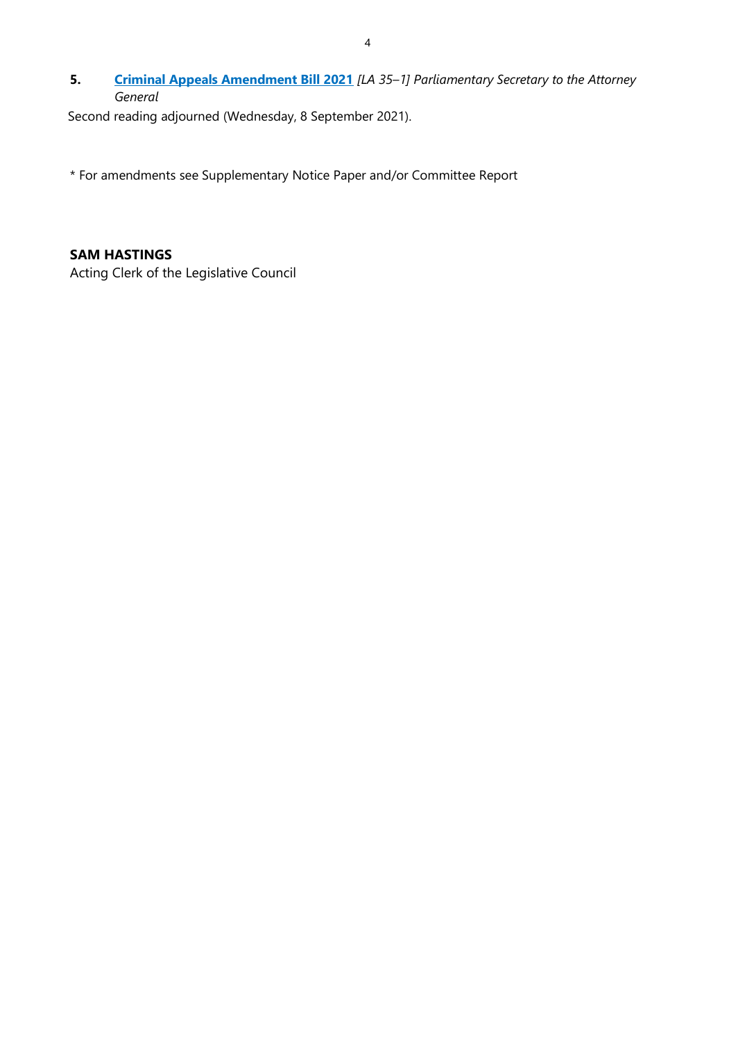**5.** **Criminal Appeals Amendment Bill 2021** *[LA 35–1] Parliamentary Secretary to the Attorney General*

Second reading adjourned (Wednesday, 8 September 2021).

* For amendments see Supplementary Notice Paper and/or Committee Report

**SAM HASTINGS**
Acting Clerk of the Legislative Council